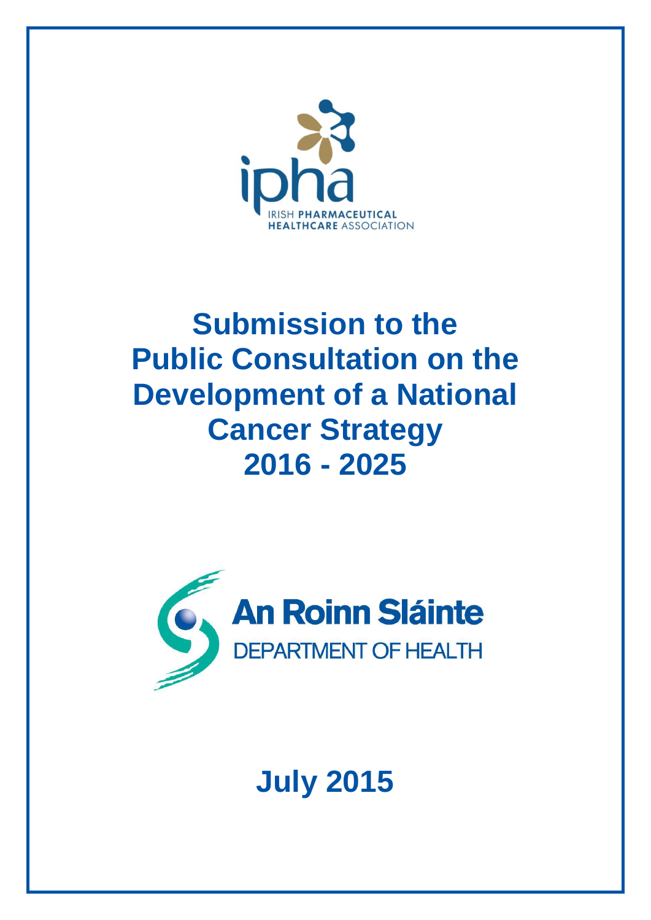ipha

IRISH PHARMACEUTICAL HEALTHCARE ASSOCIATION

# Submission to the Public Consultation on the Development of a National Cancer Strategy 2016 - 2025

An Roinn Sláinte

DEPARTMENT OF HEALTH

## July 2015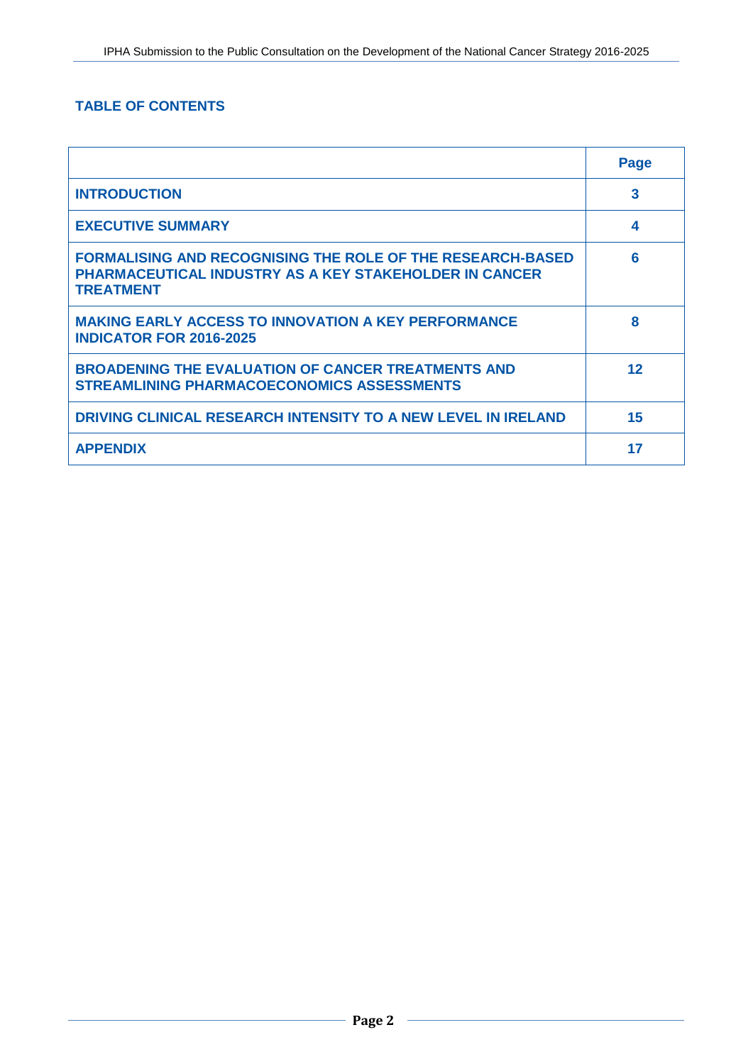## TABLE OF CONTENTS

| | Page |
|---|---|
| **INTRODUCTION** | **3** |
| **EXECUTIVE SUMMARY** | **4** |
| **FORMALISING AND RECOGNISING THE ROLE OF THE RESEARCH-BASED PHARMACEUTICAL INDUSTRY AS A KEY STAKEHOLDER IN CANCER TREATMENT** | **6** |
| **MAKING EARLY ACCESS TO INNOVATION A KEY PERFORMANCE INDICATOR FOR 2016-2025** | **8** |
| **BROADENING THE EVALUATION OF CANCER TREATMENTS AND STREAMLINING PHARMACOECONOMICS ASSESSMENTS** | **12** |
| **DRIVING CLINICAL RESEARCH INTENSITY TO A NEW LEVEL IN IRELAND** | **15** |
| **APPENDIX** | **17** |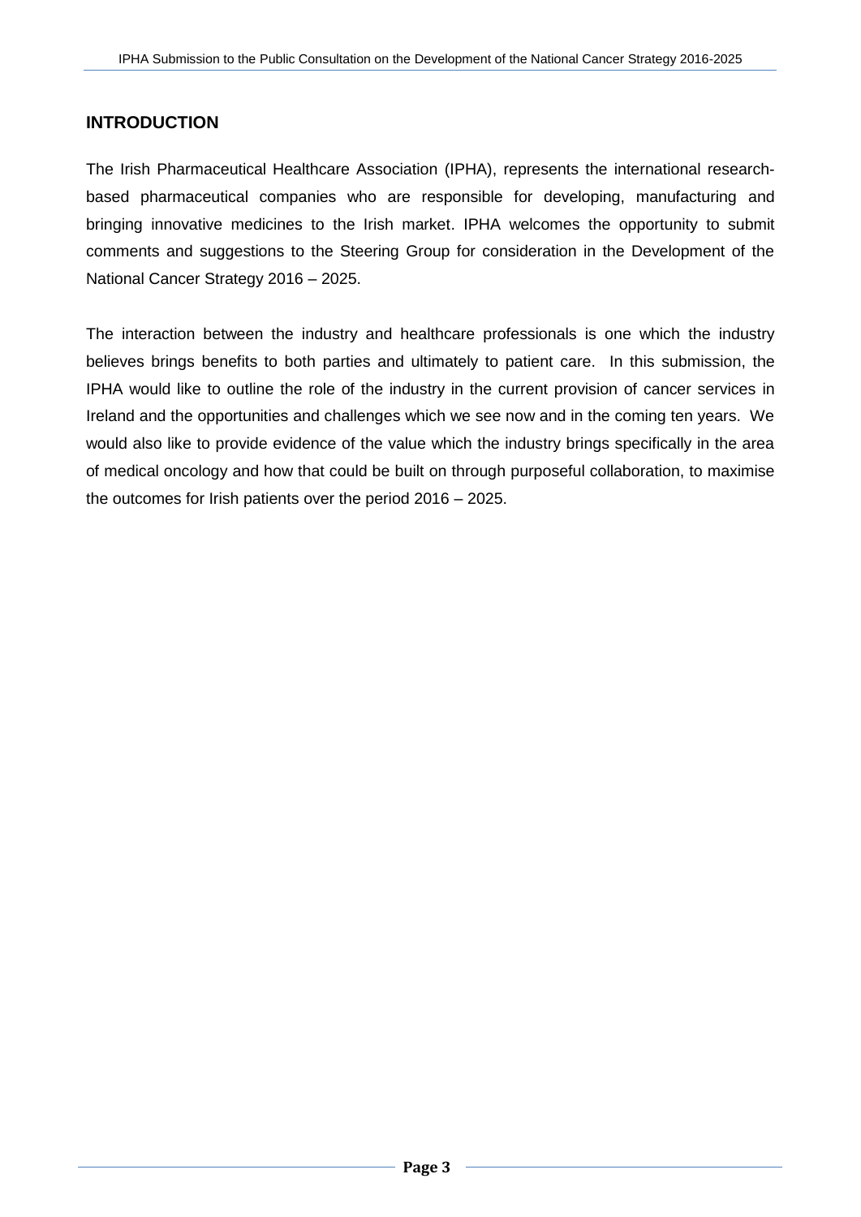## INTRODUCTION

The Irish Pharmaceutical Healthcare Association (IPHA), represents the international research-based pharmaceutical companies who are responsible for developing, manufacturing and bringing innovative medicines to the Irish market. IPHA welcomes the opportunity to submit comments and suggestions to the Steering Group for consideration in the Development of the National Cancer Strategy 2016 – 2025.

The interaction between the industry and healthcare professionals is one which the industry believes brings benefits to both parties and ultimately to patient care. In this submission, the IPHA would like to outline the role of the industry in the current provision of cancer services in Ireland and the opportunities and challenges which we see now and in the coming ten years. We would also like to provide evidence of the value which the industry brings specifically in the area of medical oncology and how that could be built on through purposeful collaboration, to maximise the outcomes for Irish patients over the period 2016 – 2025.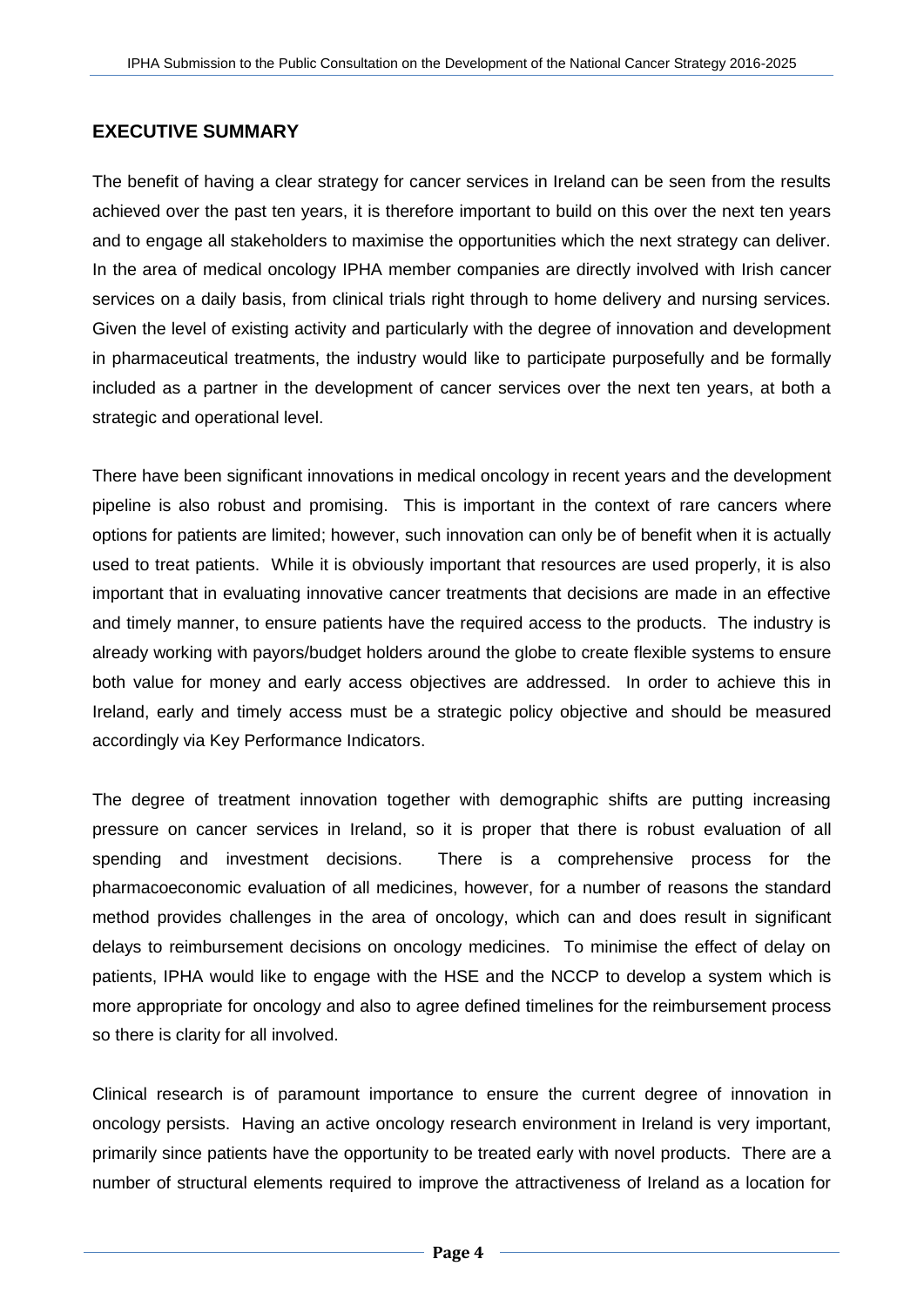## EXECUTIVE SUMMARY

The benefit of having a clear strategy for cancer services in Ireland can be seen from the results achieved over the past ten years, it is therefore important to build on this over the next ten years and to engage all stakeholders to maximise the opportunities which the next strategy can deliver. In the area of medical oncology IPHA member companies are directly involved with Irish cancer services on a daily basis, from clinical trials right through to home delivery and nursing services. Given the level of existing activity and particularly with the degree of innovation and development in pharmaceutical treatments, the industry would like to participate purposefully and be formally included as a partner in the development of cancer services over the next ten years, at both a strategic and operational level.

There have been significant innovations in medical oncology in recent years and the development pipeline is also robust and promising. This is important in the context of rare cancers where options for patients are limited; however, such innovation can only be of benefit when it is actually used to treat patients. While it is obviously important that resources are used properly, it is also important that in evaluating innovative cancer treatments that decisions are made in an effective and timely manner, to ensure patients have the required access to the products. The industry is already working with payors/budget holders around the globe to create flexible systems to ensure both value for money and early access objectives are addressed. In order to achieve this in Ireland, early and timely access must be a strategic policy objective and should be measured accordingly via Key Performance Indicators.

The degree of treatment innovation together with demographic shifts are putting increasing pressure on cancer services in Ireland, so it is proper that there is robust evaluation of all spending and investment decisions. There is a comprehensive process for the pharmacoeconomic evaluation of all medicines, however, for a number of reasons the standard method provides challenges in the area of oncology, which can and does result in significant delays to reimbursement decisions on oncology medicines. To minimise the effect of delay on patients, IPHA would like to engage with the HSE and the NCCP to develop a system which is more appropriate for oncology and also to agree defined timelines for the reimbursement process so there is clarity for all involved.

Clinical research is of paramount importance to ensure the current degree of innovation in oncology persists. Having an active oncology research environment in Ireland is very important, primarily since patients have the opportunity to be treated early with novel products. There are a number of structural elements required to improve the attractiveness of Ireland as a location for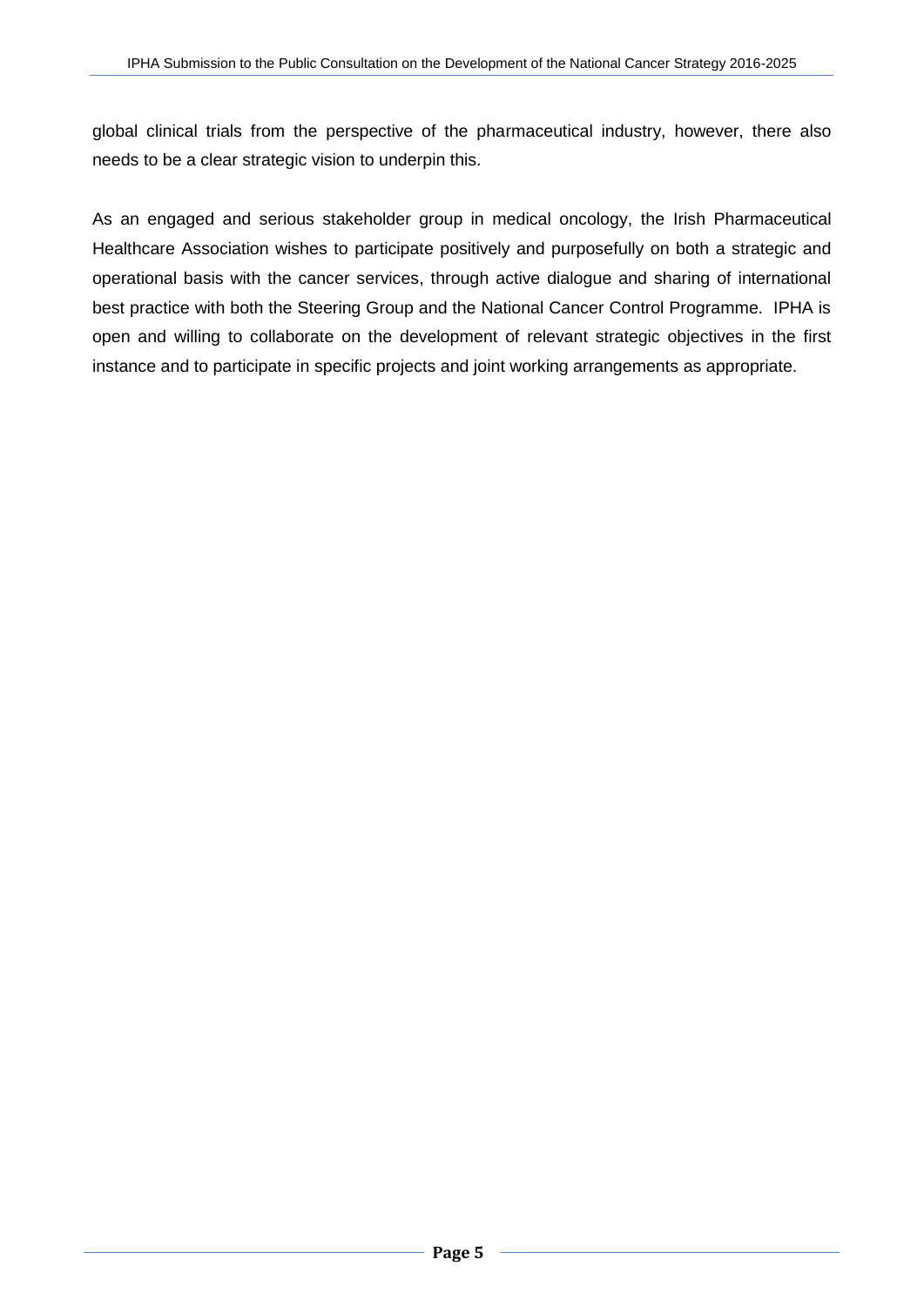global clinical trials from the perspective of the pharmaceutical industry, however, there also needs to be a clear strategic vision to underpin this.

As an engaged and serious stakeholder group in medical oncology, the Irish Pharmaceutical Healthcare Association wishes to participate positively and purposefully on both a strategic and operational basis with the cancer services, through active dialogue and sharing of international best practice with both the Steering Group and the National Cancer Control Programme. IPHA is open and willing to collaborate on the development of relevant strategic objectives in the first instance and to participate in specific projects and joint working arrangements as appropriate.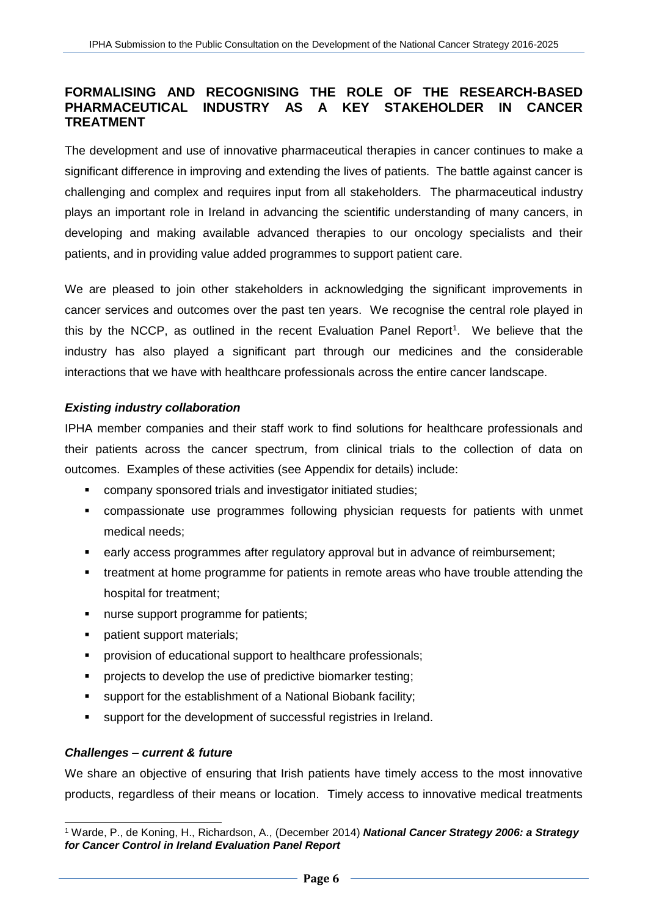## FORMALISING AND RECOGNISING THE ROLE OF THE RESEARCH-BASED PHARMACEUTICAL INDUSTRY AS A KEY STAKEHOLDER IN CANCER TREATMENT

The development and use of innovative pharmaceutical therapies in cancer continues to make a significant difference in improving and extending the lives of patients. The battle against cancer is challenging and complex and requires input from all stakeholders. The pharmaceutical industry plays an important role in Ireland in advancing the scientific understanding of many cancers, in developing and making available advanced therapies to our oncology specialists and their patients, and in providing value added programmes to support patient care.

We are pleased to join other stakeholders in acknowledging the significant improvements in cancer services and outcomes over the past ten years. We recognise the central role played in this by the NCCP, as outlined in the recent Evaluation Panel Report[1]. We believe that the industry has also played a significant part through our medicines and the considerable interactions that we have with healthcare professionals across the entire cancer landscape.

### *Existing industry collaboration*

IPHA member companies and their staff work to find solutions for healthcare professionals and their patients across the cancer spectrum, from clinical trials to the collection of data on outcomes. Examples of these activities (see Appendix for details) include:

- company sponsored trials and investigator initiated studies;
- compassionate use programmes following physician requests for patients with unmet medical needs;
- early access programmes after regulatory approval but in advance of reimbursement;
- treatment at home programme for patients in remote areas who have trouble attending the hospital for treatment;
- nurse support programme for patients;
- patient support materials;
- provision of educational support to healthcare professionals;
- projects to develop the use of predictive biomarker testing;
- support for the establishment of a National Biobank facility;
- support for the development of successful registries in Ireland.

### *Challenges – current & future*

We share an objective of ensuring that Irish patients have timely access to the most innovative products, regardless of their means or location. Timely access to innovative medical treatments

[1] Warde, P., de Koning, H., Richardson, A., (December 2014) ***National Cancer Strategy 2006: a Strategy for Cancer Control in Ireland Evaluation Panel Report***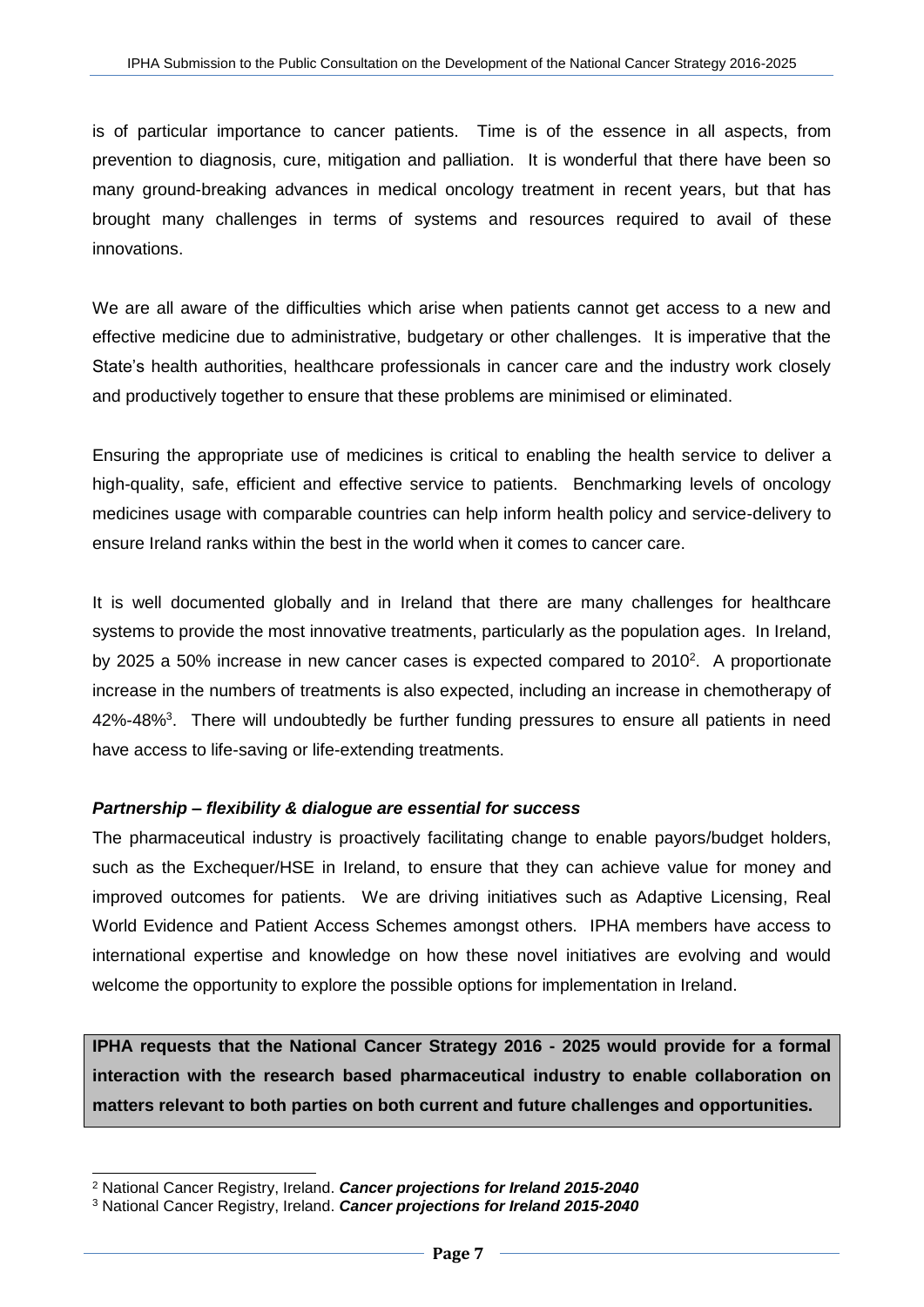is of particular importance to cancer patients. Time is of the essence in all aspects, from prevention to diagnosis, cure, mitigation and palliation. It is wonderful that there have been so many ground-breaking advances in medical oncology treatment in recent years, but that has brought many challenges in terms of systems and resources required to avail of these innovations.

We are all aware of the difficulties which arise when patients cannot get access to a new and effective medicine due to administrative, budgetary or other challenges. It is imperative that the State's health authorities, healthcare professionals in cancer care and the industry work closely and productively together to ensure that these problems are minimised or eliminated.

Ensuring the appropriate use of medicines is critical to enabling the health service to deliver a high-quality, safe, efficient and effective service to patients. Benchmarking levels of oncology medicines usage with comparable countries can help inform health policy and service-delivery to ensure Ireland ranks within the best in the world when it comes to cancer care.

It is well documented globally and in Ireland that there are many challenges for healthcare systems to provide the most innovative treatments, particularly as the population ages. In Ireland, by 2025 a 50% increase in new cancer cases is expected compared to 2010[2]. A proportionate increase in the numbers of treatments is also expected, including an increase in chemotherapy of 42%-48%[3]. There will undoubtedly be further funding pressures to ensure all patients in need have access to life-saving or life-extending treatments.

***Partnership – flexibility & dialogue are essential for success***

The pharmaceutical industry is proactively facilitating change to enable payors/budget holders, such as the Exchequer/HSE in Ireland, to ensure that they can achieve value for money and improved outcomes for patients. We are driving initiatives such as Adaptive Licensing, Real World Evidence and Patient Access Schemes amongst others. IPHA members have access to international expertise and knowledge on how these novel initiatives are evolving and would welcome the opportunity to explore the possible options for implementation in Ireland.

**IPHA requests that the National Cancer Strategy 2016 - 2025 would provide for a formal interaction with the research based pharmaceutical industry to enable collaboration on matters relevant to both parties on both current and future challenges and opportunities.**

[2] National Cancer Registry, Ireland. ***Cancer projections for Ireland 2015-2040***

[3] National Cancer Registry, Ireland. ***Cancer projections for Ireland 2015-2040***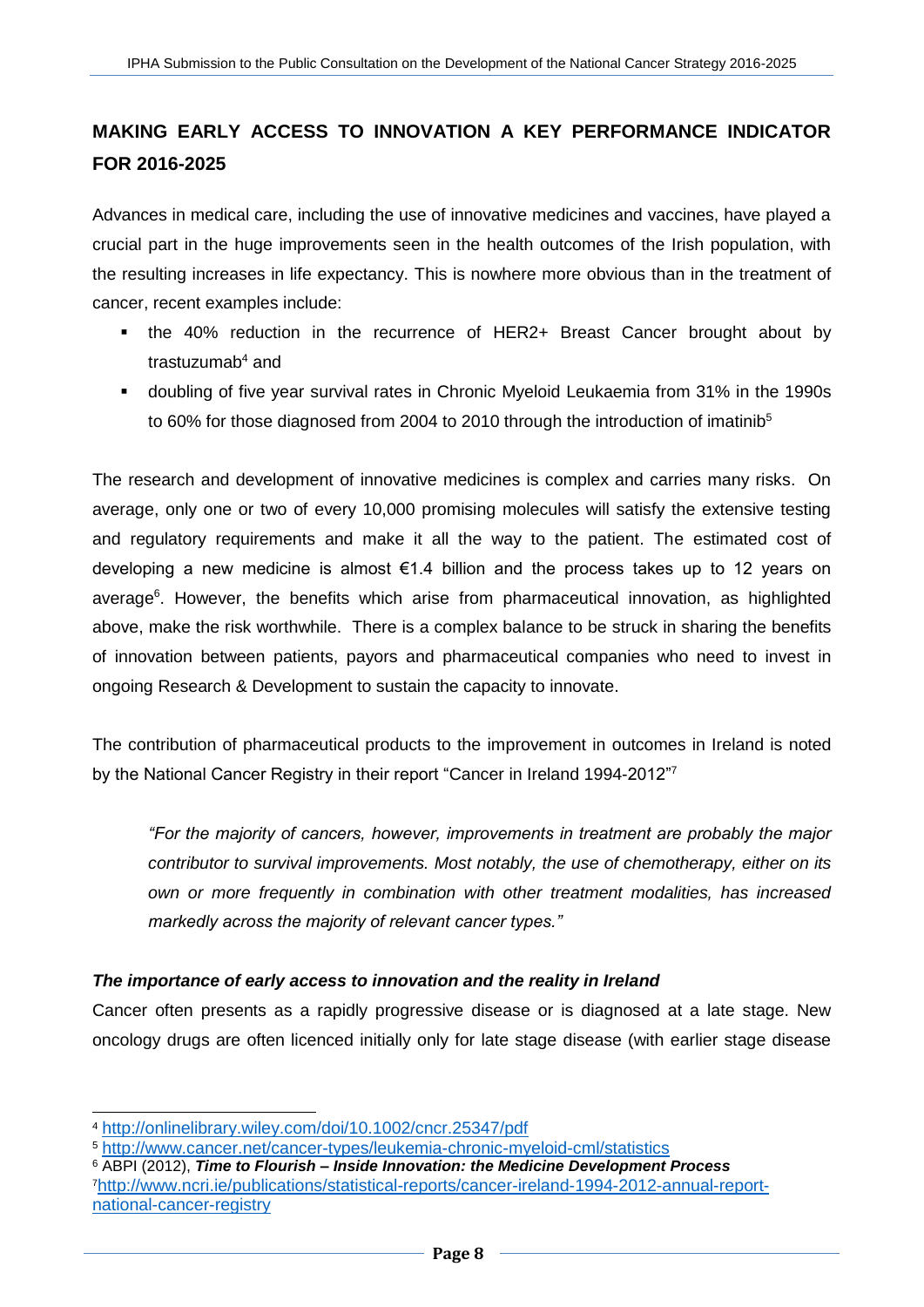## MAKING EARLY ACCESS TO INNOVATION A KEY PERFORMANCE INDICATOR FOR 2016-2025

Advances in medical care, including the use of innovative medicines and vaccines, have played a crucial part in the huge improvements seen in the health outcomes of the Irish population, with the resulting increases in life expectancy. This is nowhere more obvious than in the treatment of cancer, recent examples include:

- the 40% reduction in the recurrence of HER2+ Breast Cancer brought about by trastuzumab[4] and
- doubling of five year survival rates in Chronic Myeloid Leukaemia from 31% in the 1990s to 60% for those diagnosed from 2004 to 2010 through the introduction of imatinib[5]

The research and development of innovative medicines is complex and carries many risks. On average, only one or two of every 10,000 promising molecules will satisfy the extensive testing and regulatory requirements and make it all the way to the patient. The estimated cost of developing a new medicine is almost €1.4 billion and the process takes up to 12 years on average[6]. However, the benefits which arise from pharmaceutical innovation, as highlighted above, make the risk worthwhile. There is a complex balance to be struck in sharing the benefits of innovation between patients, payors and pharmaceutical companies who need to invest in ongoing Research & Development to sustain the capacity to innovate.

The contribution of pharmaceutical products to the improvement in outcomes in Ireland is noted by the National Cancer Registry in their report "Cancer in Ireland 1994-2012"[7]

> *"For the majority of cancers, however, improvements in treatment are probably the major contributor to survival improvements. Most notably, the use of chemotherapy, either on its own or more frequently in combination with other treatment modalities, has increased markedly across the majority of relevant cancer types."*

### *The importance of early access to innovation and the reality in Ireland*

Cancer often presents as a rapidly progressive disease or is diagnosed at a late stage. New oncology drugs are often licenced initially only for late stage disease (with earlier stage disease

---

[4] http://onlinelibrary.wiley.com/doi/10.1002/cncr.25347/pdf

[5] http://www.cancer.net/cancer-types/leukemia-chronic-myeloid-cml/statistics

[6] ABPI (2012), ***Time to Flourish – Inside Innovation: the Medicine Development Process***

[7] http://www.ncri.ie/publications/statistical-reports/cancer-ireland-1994-2012-annual-report-national-cancer-registry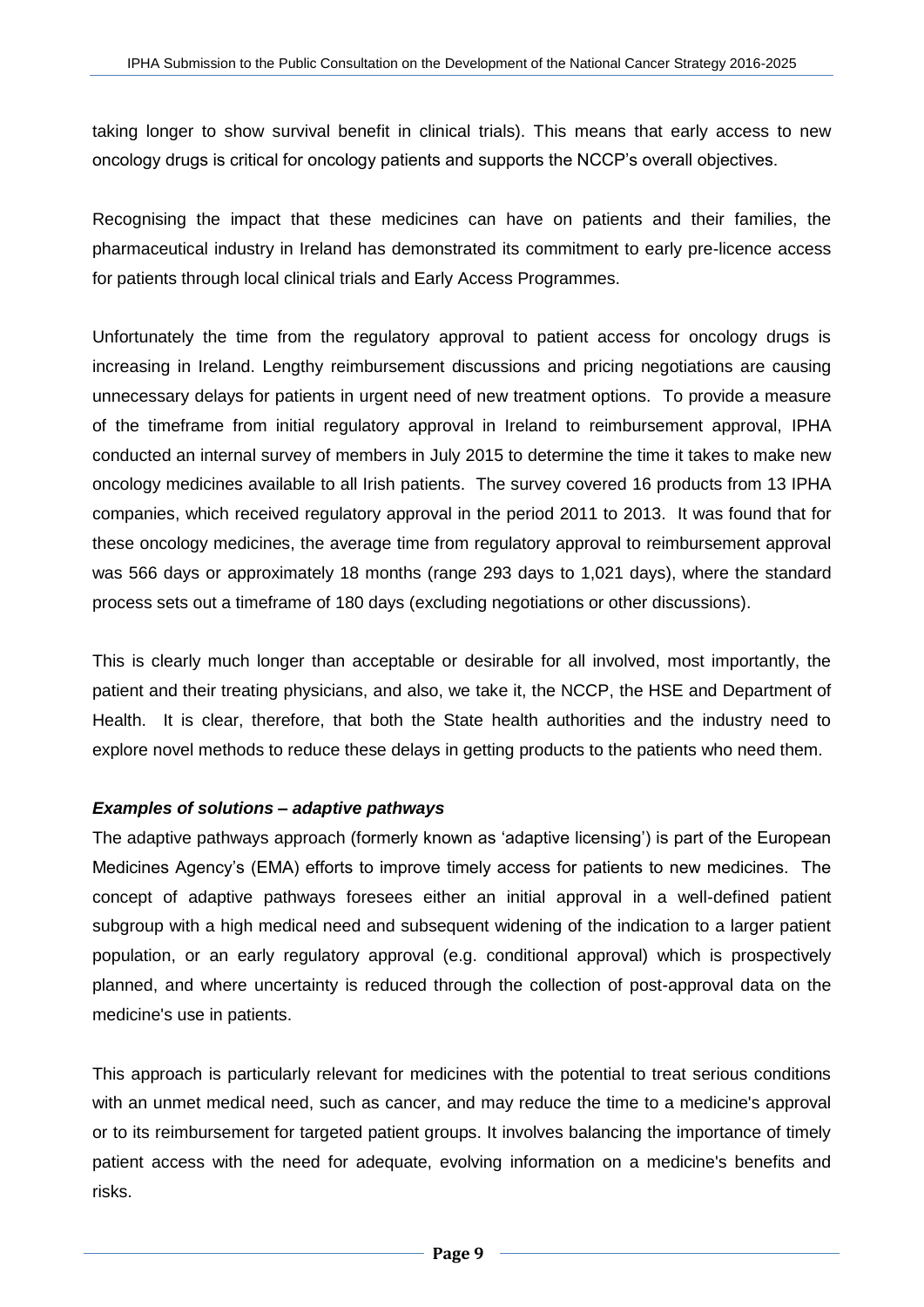taking longer to show survival benefit in clinical trials). This means that early access to new oncology drugs is critical for oncology patients and supports the NCCP's overall objectives.

Recognising the impact that these medicines can have on patients and their families, the pharmaceutical industry in Ireland has demonstrated its commitment to early pre-licence access for patients through local clinical trials and Early Access Programmes.

Unfortunately the time from the regulatory approval to patient access for oncology drugs is increasing in Ireland. Lengthy reimbursement discussions and pricing negotiations are causing unnecessary delays for patients in urgent need of new treatment options. To provide a measure of the timeframe from initial regulatory approval in Ireland to reimbursement approval, IPHA conducted an internal survey of members in July 2015 to determine the time it takes to make new oncology medicines available to all Irish patients. The survey covered 16 products from 13 IPHA companies, which received regulatory approval in the period 2011 to 2013. It was found that for these oncology medicines, the average time from regulatory approval to reimbursement approval was 566 days or approximately 18 months (range 293 days to 1,021 days), where the standard process sets out a timeframe of 180 days (excluding negotiations or other discussions).

This is clearly much longer than acceptable or desirable for all involved, most importantly, the patient and their treating physicians, and also, we take it, the NCCP, the HSE and Department of Health. It is clear, therefore, that both the State health authorities and the industry need to explore novel methods to reduce these delays in getting products to the patients who need them.

***Examples of solutions – adaptive pathways***

The adaptive pathways approach (formerly known as 'adaptive licensing') is part of the European Medicines Agency's (EMA) efforts to improve timely access for patients to new medicines. The concept of adaptive pathways foresees either an initial approval in a well-defined patient subgroup with a high medical need and subsequent widening of the indication to a larger patient population, or an early regulatory approval (e.g. conditional approval) which is prospectively planned, and where uncertainty is reduced through the collection of post-approval data on the medicine's use in patients.

This approach is particularly relevant for medicines with the potential to treat serious conditions with an unmet medical need, such as cancer, and may reduce the time to a medicine's approval or to its reimbursement for targeted patient groups. It involves balancing the importance of timely patient access with the need for adequate, evolving information on a medicine's benefits and risks.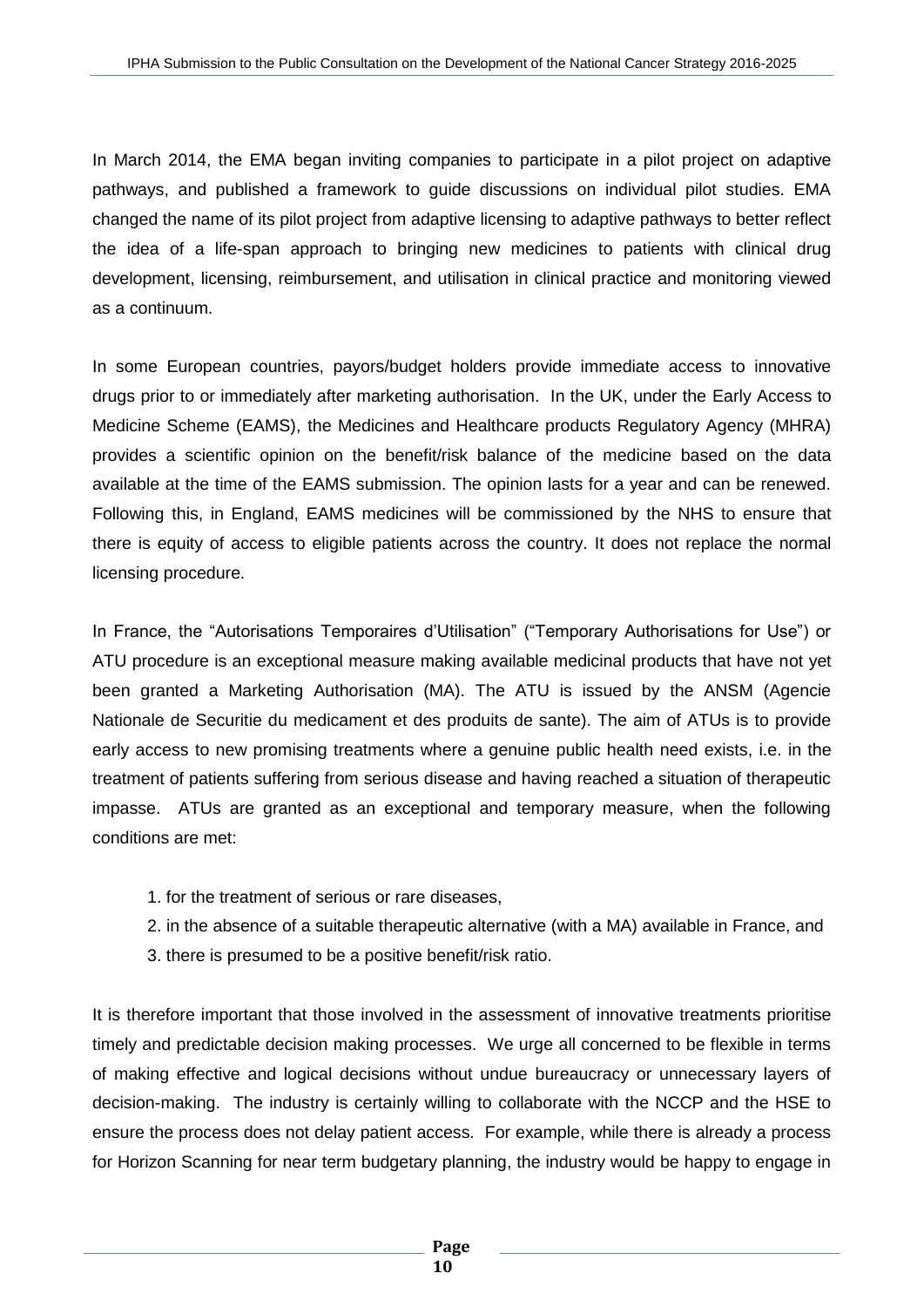In March 2014, the EMA began inviting companies to participate in a pilot project on adaptive pathways, and published a framework to guide discussions on individual pilot studies. EMA changed the name of its pilot project from adaptive licensing to adaptive pathways to better reflect the idea of a life-span approach to bringing new medicines to patients with clinical drug development, licensing, reimbursement, and utilisation in clinical practice and monitoring viewed as a continuum.

In some European countries, payors/budget holders provide immediate access to innovative drugs prior to or immediately after marketing authorisation. In the UK, under the Early Access to Medicine Scheme (EAMS), the Medicines and Healthcare products Regulatory Agency (MHRA) provides a scientific opinion on the benefit/risk balance of the medicine based on the data available at the time of the EAMS submission. The opinion lasts for a year and can be renewed. Following this, in England, EAMS medicines will be commissioned by the NHS to ensure that there is equity of access to eligible patients across the country. It does not replace the normal licensing procedure.

In France, the "Autorisations Temporaires d'Utilisation" ("Temporary Authorisations for Use") or ATU procedure is an exceptional measure making available medicinal products that have not yet been granted a Marketing Authorisation (MA). The ATU is issued by the ANSM (Agencie Nationale de Securitie du medicament et des produits de sante). The aim of ATUs is to provide early access to new promising treatments where a genuine public health need exists, i.e. in the treatment of patients suffering from serious disease and having reached a situation of therapeutic impasse. ATUs are granted as an exceptional and temporary measure, when the following conditions are met:

1. for the treatment of serious or rare diseases,
2. in the absence of a suitable therapeutic alternative (with a MA) available in France, and
3. there is presumed to be a positive benefit/risk ratio.

It is therefore important that those involved in the assessment of innovative treatments prioritise timely and predictable decision making processes. We urge all concerned to be flexible in terms of making effective and logical decisions without undue bureaucracy or unnecessary layers of decision-making. The industry is certainly willing to collaborate with the NCCP and the HSE to ensure the process does not delay patient access. For example, while there is already a process for Horizon Scanning for near term budgetary planning, the industry would be happy to engage in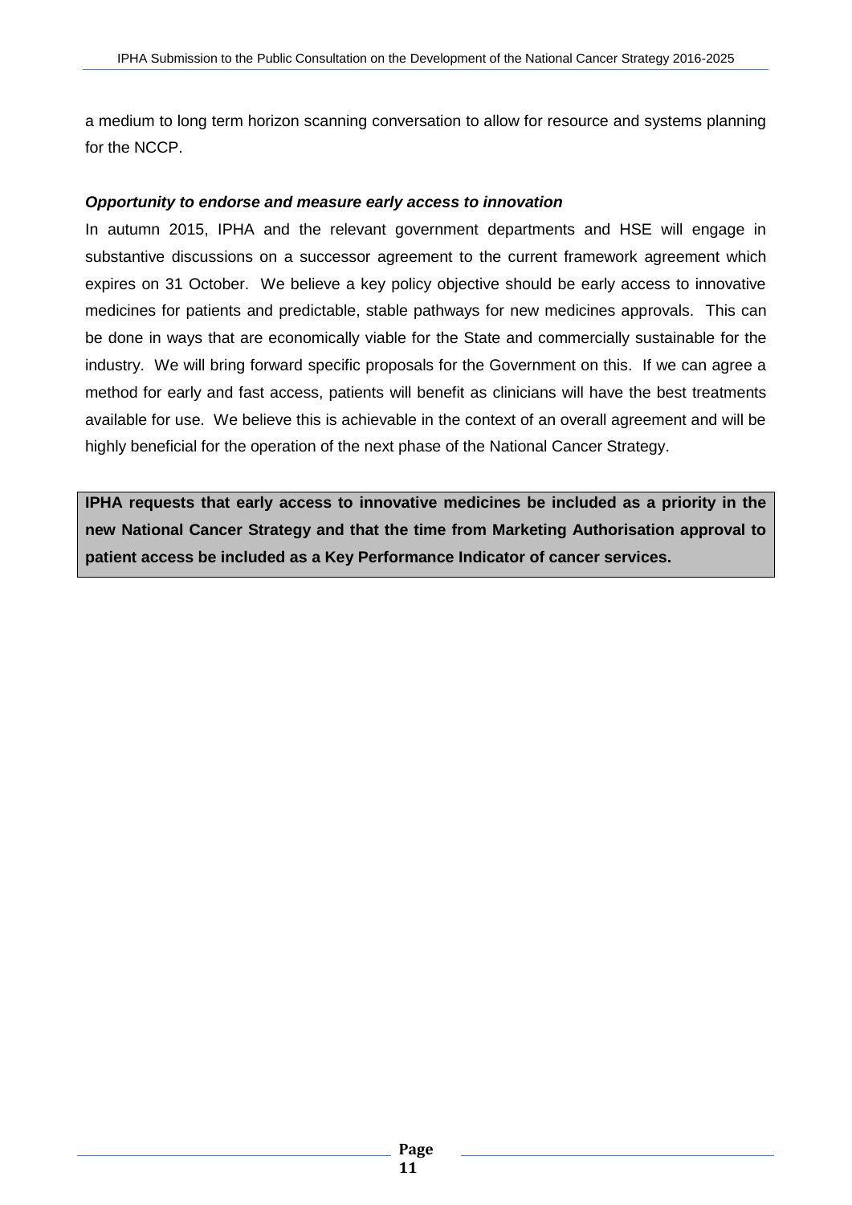a medium to long term horizon scanning conversation to allow for resource and systems planning for the NCCP.

***Opportunity to endorse and measure early access to innovation***

In autumn 2015, IPHA and the relevant government departments and HSE will engage in substantive discussions on a successor agreement to the current framework agreement which expires on 31 October. We believe a key policy objective should be early access to innovative medicines for patients and predictable, stable pathways for new medicines approvals. This can be done in ways that are economically viable for the State and commercially sustainable for the industry. We will bring forward specific proposals for the Government on this. If we can agree a method for early and fast access, patients will benefit as clinicians will have the best treatments available for use. We believe this is achievable in the context of an overall agreement and will be highly beneficial for the operation of the next phase of the National Cancer Strategy.

**IPHA requests that early access to innovative medicines be included as a priority in the new National Cancer Strategy and that the time from Marketing Authorisation approval to patient access be included as a Key Performance Indicator of cancer services.**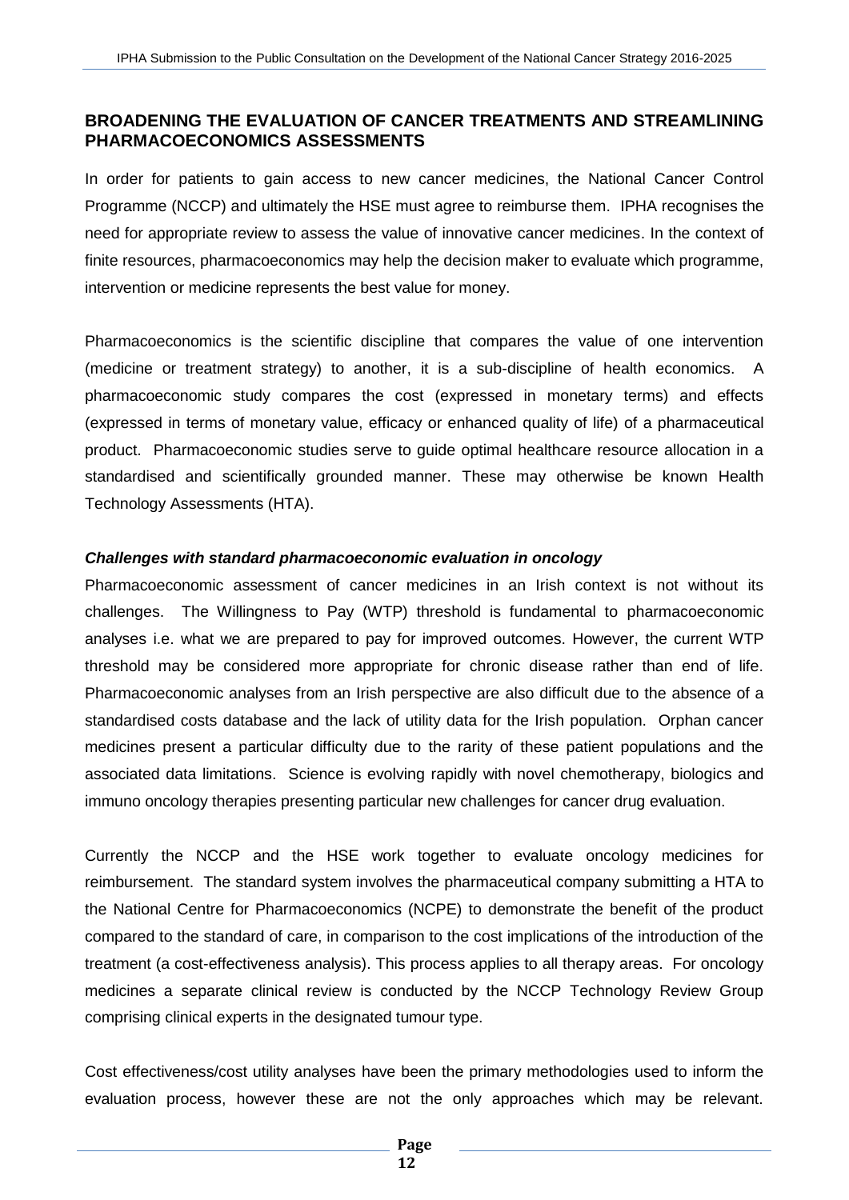## BROADENING THE EVALUATION OF CANCER TREATMENTS AND STREAMLINING PHARMACOECONOMICS ASSESSMENTS

In order for patients to gain access to new cancer medicines, the National Cancer Control Programme (NCCP) and ultimately the HSE must agree to reimburse them. IPHA recognises the need for appropriate review to assess the value of innovative cancer medicines. In the context of finite resources, pharmacoeconomics may help the decision maker to evaluate which programme, intervention or medicine represents the best value for money.

Pharmacoeconomics is the scientific discipline that compares the value of one intervention (medicine or treatment strategy) to another, it is a sub-discipline of health economics. A pharmacoeconomic study compares the cost (expressed in monetary terms) and effects (expressed in terms of monetary value, efficacy or enhanced quality of life) of a pharmaceutical product. Pharmacoeconomic studies serve to guide optimal healthcare resource allocation in a standardised and scientifically grounded manner. These may otherwise be known Health Technology Assessments (HTA).

### *Challenges with standard pharmacoeconomic evaluation in oncology*

Pharmacoeconomic assessment of cancer medicines in an Irish context is not without its challenges. The Willingness to Pay (WTP) threshold is fundamental to pharmacoeconomic analyses i.e. what we are prepared to pay for improved outcomes. However, the current WTP threshold may be considered more appropriate for chronic disease rather than end of life. Pharmacoeconomic analyses from an Irish perspective are also difficult due to the absence of a standardised costs database and the lack of utility data for the Irish population. Orphan cancer medicines present a particular difficulty due to the rarity of these patient populations and the associated data limitations. Science is evolving rapidly with novel chemotherapy, biologics and immuno oncology therapies presenting particular new challenges for cancer drug evaluation.

Currently the NCCP and the HSE work together to evaluate oncology medicines for reimbursement. The standard system involves the pharmaceutical company submitting a HTA to the National Centre for Pharmacoeconomics (NCPE) to demonstrate the benefit of the product compared to the standard of care, in comparison to the cost implications of the introduction of the treatment (a cost-effectiveness analysis). This process applies to all therapy areas. For oncology medicines a separate clinical review is conducted by the NCCP Technology Review Group comprising clinical experts in the designated tumour type.

Cost effectiveness/cost utility analyses have been the primary methodologies used to inform the evaluation process, however these are not the only approaches which may be relevant.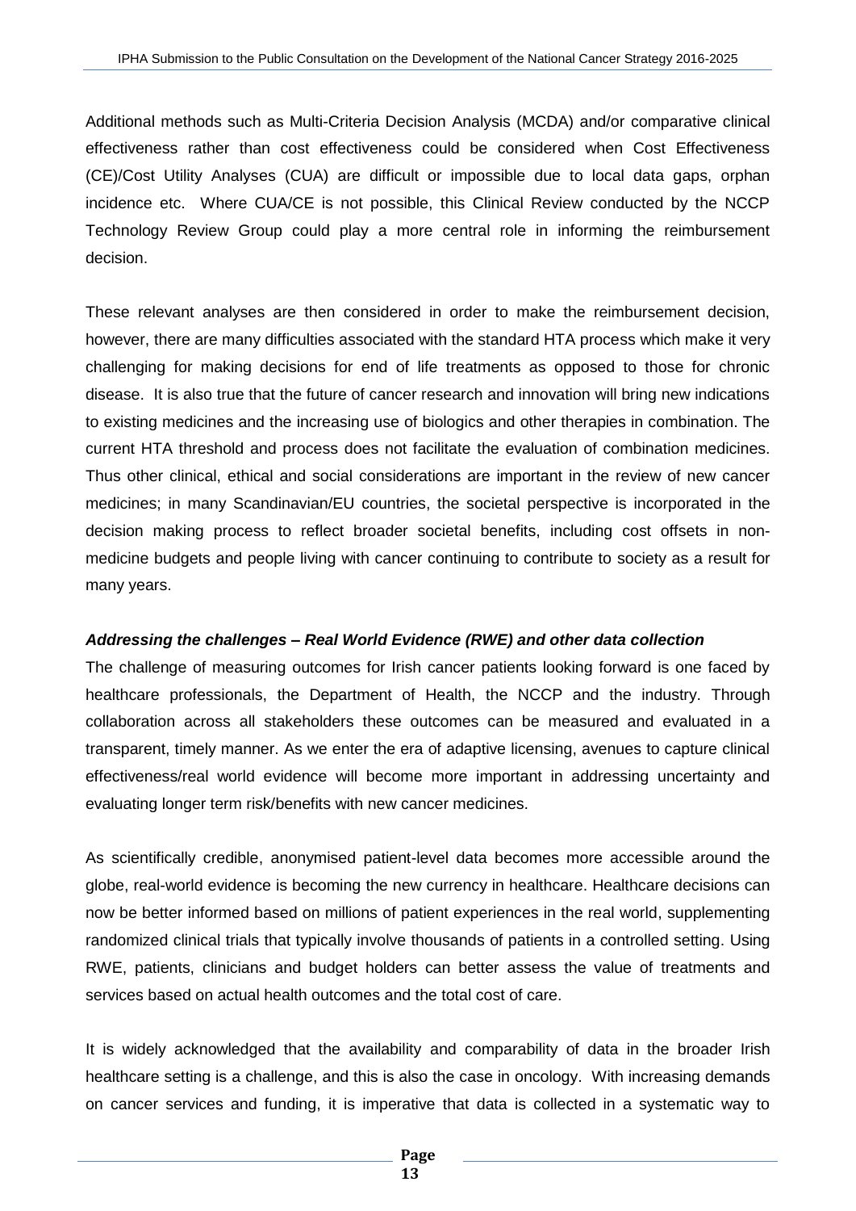Additional methods such as Multi-Criteria Decision Analysis (MCDA) and/or comparative clinical effectiveness rather than cost effectiveness could be considered when Cost Effectiveness (CE)/Cost Utility Analyses (CUA) are difficult or impossible due to local data gaps, orphan incidence etc. Where CUA/CE is not possible, this Clinical Review conducted by the NCCP Technology Review Group could play a more central role in informing the reimbursement decision.

These relevant analyses are then considered in order to make the reimbursement decision, however, there are many difficulties associated with the standard HTA process which make it very challenging for making decisions for end of life treatments as opposed to those for chronic disease. It is also true that the future of cancer research and innovation will bring new indications to existing medicines and the increasing use of biologics and other therapies in combination. The current HTA threshold and process does not facilitate the evaluation of combination medicines. Thus other clinical, ethical and social considerations are important in the review of new cancer medicines; in many Scandinavian/EU countries, the societal perspective is incorporated in the decision making process to reflect broader societal benefits, including cost offsets in non-medicine budgets and people living with cancer continuing to contribute to society as a result for many years.

***Addressing the challenges – Real World Evidence (RWE) and other data collection***

The challenge of measuring outcomes for Irish cancer patients looking forward is one faced by healthcare professionals, the Department of Health, the NCCP and the industry. Through collaboration across all stakeholders these outcomes can be measured and evaluated in a transparent, timely manner. As we enter the era of adaptive licensing, avenues to capture clinical effectiveness/real world evidence will become more important in addressing uncertainty and evaluating longer term risk/benefits with new cancer medicines.

As scientifically credible, anonymised patient-level data becomes more accessible around the globe, real-world evidence is becoming the new currency in healthcare. Healthcare decisions can now be better informed based on millions of patient experiences in the real world, supplementing randomized clinical trials that typically involve thousands of patients in a controlled setting. Using RWE, patients, clinicians and budget holders can better assess the value of treatments and services based on actual health outcomes and the total cost of care.

It is widely acknowledged that the availability and comparability of data in the broader Irish healthcare setting is a challenge, and this is also the case in oncology. With increasing demands on cancer services and funding, it is imperative that data is collected in a systematic way to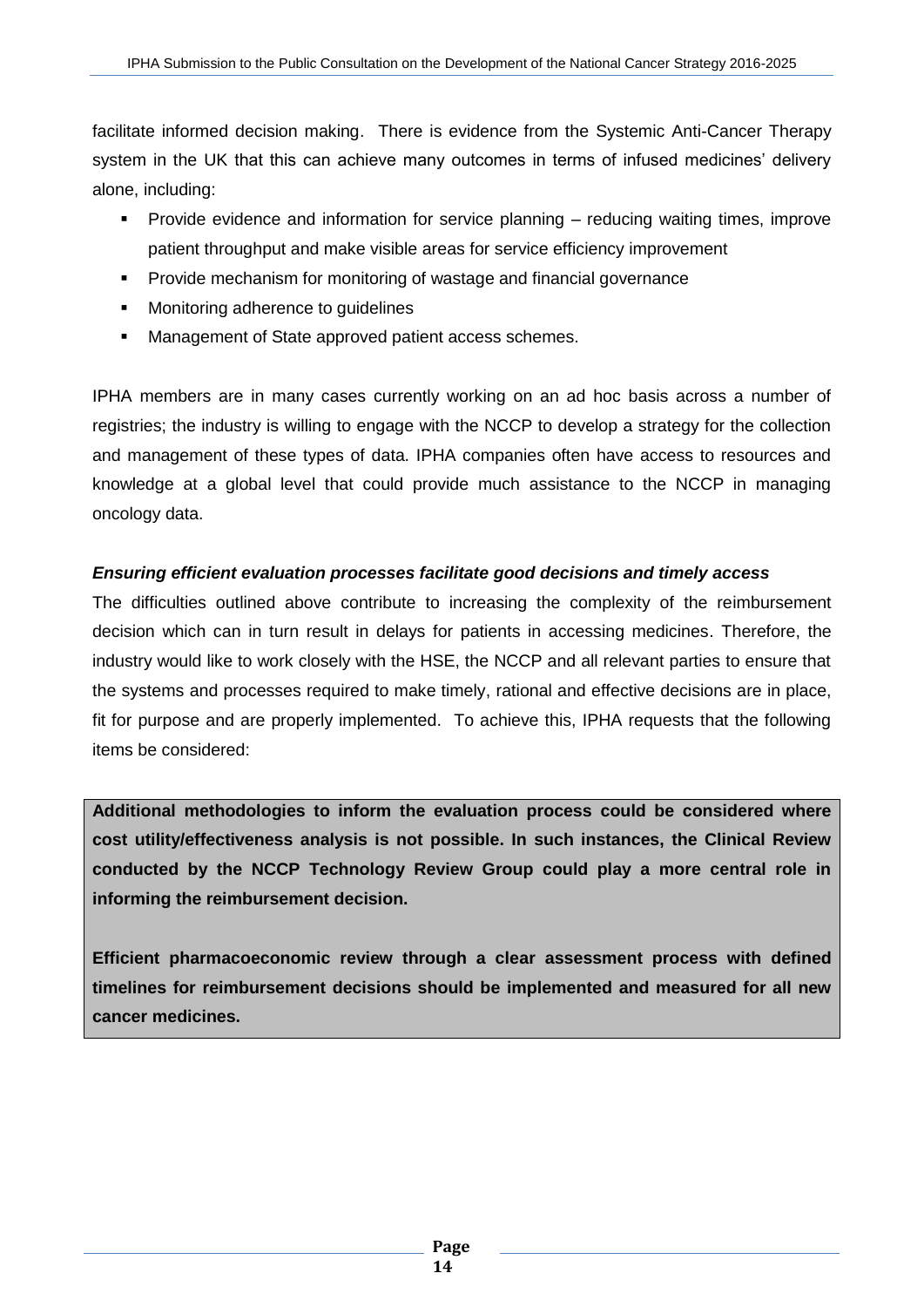facilitate informed decision making. There is evidence from the Systemic Anti-Cancer Therapy system in the UK that this can achieve many outcomes in terms of infused medicines' delivery alone, including:

- Provide evidence and information for service planning – reducing waiting times, improve patient throughput and make visible areas for service efficiency improvement
- Provide mechanism for monitoring of wastage and financial governance
- Monitoring adherence to guidelines
- Management of State approved patient access schemes.

IPHA members are in many cases currently working on an ad hoc basis across a number of registries; the industry is willing to engage with the NCCP to develop a strategy for the collection and management of these types of data. IPHA companies often have access to resources and knowledge at a global level that could provide much assistance to the NCCP in managing oncology data.

***Ensuring efficient evaluation processes facilitate good decisions and timely access***

The difficulties outlined above contribute to increasing the complexity of the reimbursement decision which can in turn result in delays for patients in accessing medicines. Therefore, the industry would like to work closely with the HSE, the NCCP and all relevant parties to ensure that the systems and processes required to make timely, rational and effective decisions are in place, fit for purpose and are properly implemented. To achieve this, IPHA requests that the following items be considered:

**Additional methodologies to inform the evaluation process could be considered where cost utility/effectiveness analysis is not possible. In such instances, the Clinical Review conducted by the NCCP Technology Review Group could play a more central role in informing the reimbursement decision.**

**Efficient pharmacoeconomic review through a clear assessment process with defined timelines for reimbursement decisions should be implemented and measured for all new cancer medicines.**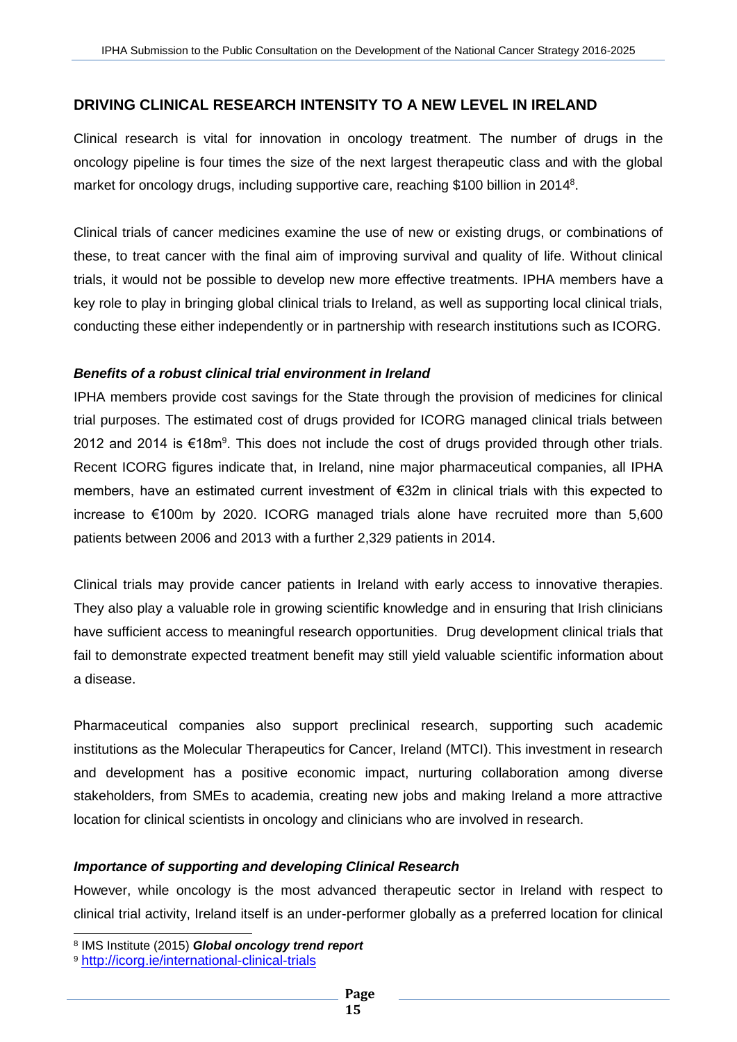## DRIVING CLINICAL RESEARCH INTENSITY TO A NEW LEVEL IN IRELAND

Clinical research is vital for innovation in oncology treatment. The number of drugs in the oncology pipeline is four times the size of the next largest therapeutic class and with the global market for oncology drugs, including supportive care, reaching $100 billion in 2014[8].

Clinical trials of cancer medicines examine the use of new or existing drugs, or combinations of these, to treat cancer with the final aim of improving survival and quality of life. Without clinical trials, it would not be possible to develop new more effective treatments. IPHA members have a key role to play in bringing global clinical trials to Ireland, as well as supporting local clinical trials, conducting these either independently or in partnership with research institutions such as ICORG.

### *Benefits of a robust clinical trial environment in Ireland*

IPHA members provide cost savings for the State through the provision of medicines for clinical trial purposes. The estimated cost of drugs provided for ICORG managed clinical trials between 2012 and 2014 is €18m[9]. This does not include the cost of drugs provided through other trials. Recent ICORG figures indicate that, in Ireland, nine major pharmaceutical companies, all IPHA members, have an estimated current investment of €32m in clinical trials with this expected to increase to €100m by 2020. ICORG managed trials alone have recruited more than 5,600 patients between 2006 and 2013 with a further 2,329 patients in 2014.

Clinical trials may provide cancer patients in Ireland with early access to innovative therapies. They also play a valuable role in growing scientific knowledge and in ensuring that Irish clinicians have sufficient access to meaningful research opportunities. Drug development clinical trials that fail to demonstrate expected treatment benefit may still yield valuable scientific information about a disease.

Pharmaceutical companies also support preclinical research, supporting such academic institutions as the Molecular Therapeutics for Cancer, Ireland (MTCI). This investment in research and development has a positive economic impact, nurturing collaboration among diverse stakeholders, from SMEs to academia, creating new jobs and making Ireland a more attractive location for clinical scientists in oncology and clinicians who are involved in research.

### *Importance of supporting and developing Clinical Research*

However, while oncology is the most advanced therapeutic sector in Ireland with respect to clinical trial activity, Ireland itself is an under-performer globally as a preferred location for clinical

---

[8] IMS Institute (2015) ***Global oncology trend report***

[9] http://icorg.ie/international-clinical-trials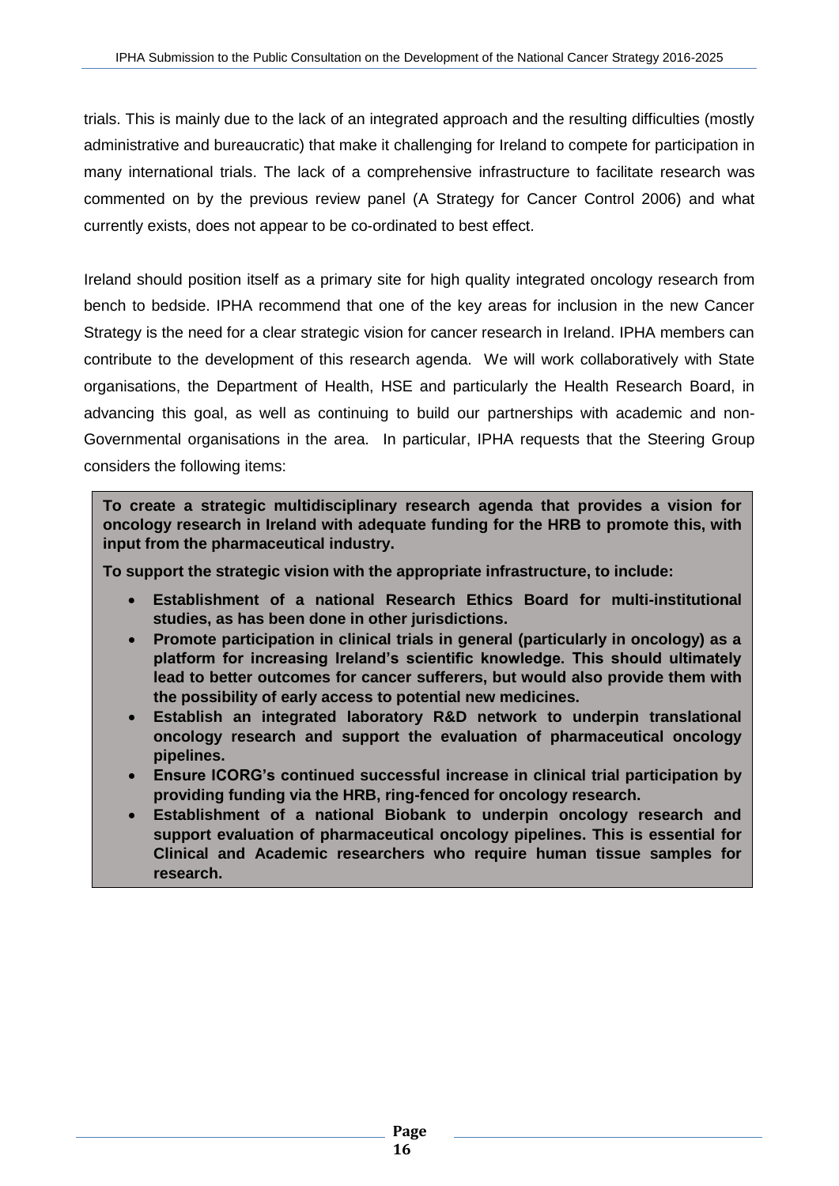trials. This is mainly due to the lack of an integrated approach and the resulting difficulties (mostly administrative and bureaucratic) that make it challenging for Ireland to compete for participation in many international trials. The lack of a comprehensive infrastructure to facilitate research was commented on by the previous review panel (A Strategy for Cancer Control 2006) and what currently exists, does not appear to be co-ordinated to best effect.

Ireland should position itself as a primary site for high quality integrated oncology research from bench to bedside. IPHA recommend that one of the key areas for inclusion in the new Cancer Strategy is the need for a clear strategic vision for cancer research in Ireland. IPHA members can contribute to the development of this research agenda. We will work collaboratively with State organisations, the Department of Health, HSE and particularly the Health Research Board, in advancing this goal, as well as continuing to build our partnerships with academic and non-Governmental organisations in the area. In particular, IPHA requests that the Steering Group considers the following items:

**To create a strategic multidisciplinary research agenda that provides a vision for oncology research in Ireland with adequate funding for the HRB to promote this, with input from the pharmaceutical industry.**

**To support the strategic vision with the appropriate infrastructure, to include:**

- **Establishment of a national Research Ethics Board for multi-institutional studies, as has been done in other jurisdictions.**
- **Promote participation in clinical trials in general (particularly in oncology) as a platform for increasing Ireland's scientific knowledge. This should ultimately lead to better outcomes for cancer sufferers, but would also provide them with the possibility of early access to potential new medicines.**
- **Establish an integrated laboratory R&D network to underpin translational oncology research and support the evaluation of pharmaceutical oncology pipelines.**
- **Ensure ICORG's continued successful increase in clinical trial participation by providing funding via the HRB, ring-fenced for oncology research.**
- **Establishment of a national Biobank to underpin oncology research and support evaluation of pharmaceutical oncology pipelines. This is essential for Clinical and Academic researchers who require human tissue samples for research.**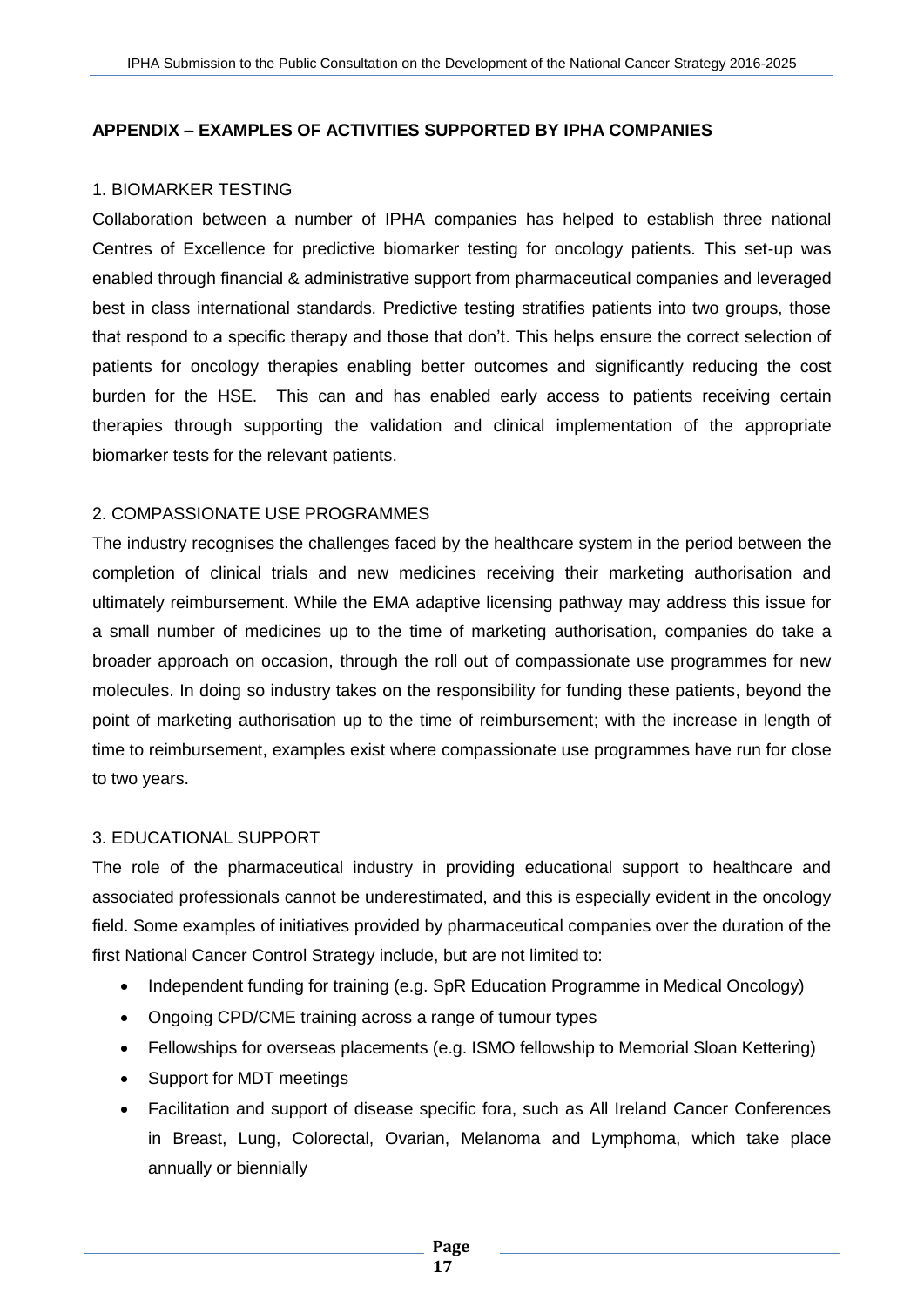## APPENDIX – EXAMPLES OF ACTIVITIES SUPPORTED BY IPHA COMPANIES

### 1. BIOMARKER TESTING

Collaboration between a number of IPHA companies has helped to establish three national Centres of Excellence for predictive biomarker testing for oncology patients. This set-up was enabled through financial & administrative support from pharmaceutical companies and leveraged best in class international standards. Predictive testing stratifies patients into two groups, those that respond to a specific therapy and those that don't. This helps ensure the correct selection of patients for oncology therapies enabling better outcomes and significantly reducing the cost burden for the HSE. This can and has enabled early access to patients receiving certain therapies through supporting the validation and clinical implementation of the appropriate biomarker tests for the relevant patients.

### 2. COMPASSIONATE USE PROGRAMMES

The industry recognises the challenges faced by the healthcare system in the period between the completion of clinical trials and new medicines receiving their marketing authorisation and ultimately reimbursement. While the EMA adaptive licensing pathway may address this issue for a small number of medicines up to the time of marketing authorisation, companies do take a broader approach on occasion, through the roll out of compassionate use programmes for new molecules. In doing so industry takes on the responsibility for funding these patients, beyond the point of marketing authorisation up to the time of reimbursement; with the increase in length of time to reimbursement, examples exist where compassionate use programmes have run for close to two years.

### 3. EDUCATIONAL SUPPORT

The role of the pharmaceutical industry in providing educational support to healthcare and associated professionals cannot be underestimated, and this is especially evident in the oncology field. Some examples of initiatives provided by pharmaceutical companies over the duration of the first National Cancer Control Strategy include, but are not limited to:

- Independent funding for training (e.g. SpR Education Programme in Medical Oncology)
- Ongoing CPD/CME training across a range of tumour types
- Fellowships for overseas placements (e.g. ISMO fellowship to Memorial Sloan Kettering)
- Support for MDT meetings
- Facilitation and support of disease specific fora, such as All Ireland Cancer Conferences in Breast, Lung, Colorectal, Ovarian, Melanoma and Lymphoma, which take place annually or biennially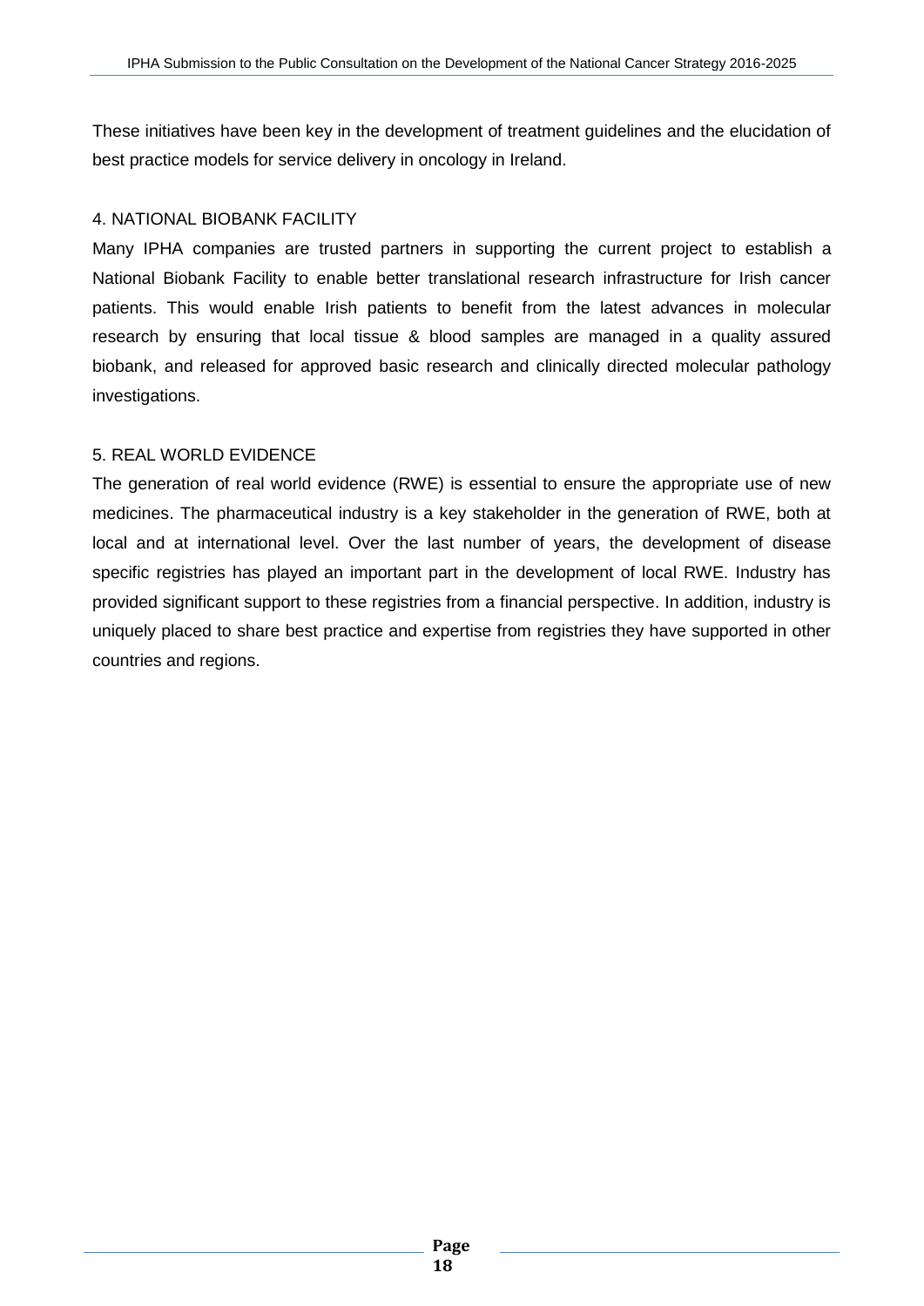These initiatives have been key in the development of treatment guidelines and the elucidation of best practice models for service delivery in oncology in Ireland.

## 4. NATIONAL BIOBANK FACILITY

Many IPHA companies are trusted partners in supporting the current project to establish a National Biobank Facility to enable better translational research infrastructure for Irish cancer patients. This would enable Irish patients to benefit from the latest advances in molecular research by ensuring that local tissue & blood samples are managed in a quality assured biobank, and released for approved basic research and clinically directed molecular pathology investigations.

## 5. REAL WORLD EVIDENCE

The generation of real world evidence (RWE) is essential to ensure the appropriate use of new medicines. The pharmaceutical industry is a key stakeholder in the generation of RWE, both at local and at international level. Over the last number of years, the development of disease specific registries has played an important part in the development of local RWE. Industry has provided significant support to these registries from a financial perspective. In addition, industry is uniquely placed to share best practice and expertise from registries they have supported in other countries and regions.